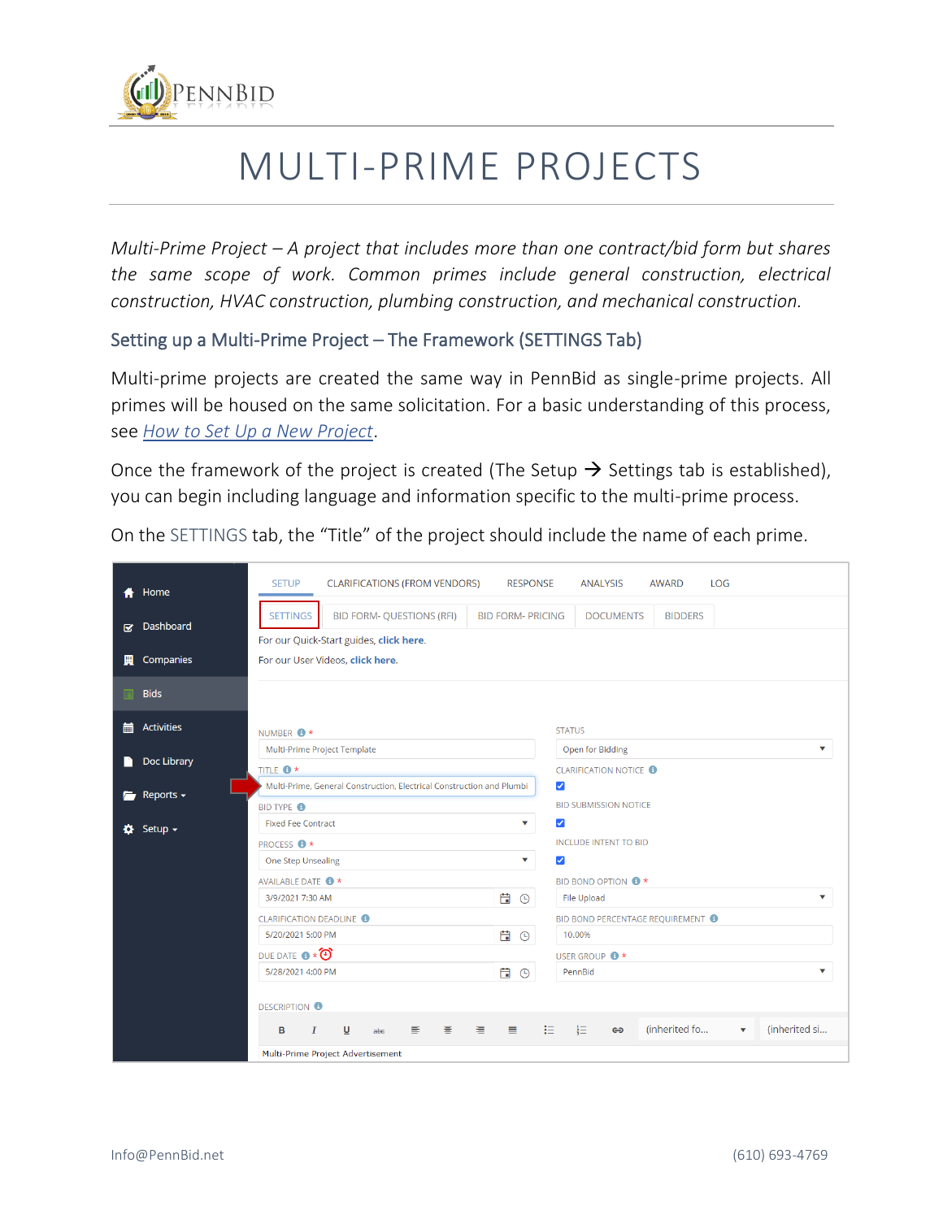# MULTI-PRIME PROJECTS

*Multi-Prime Project – A project that includes more than one contract/bid form but shares the same scope of work. Common primes include general construction, electrical construction, HVAC construction, plumbing construction, and mechanical construction.*

## Setting up a Multi-Prime Project – The Framework (SETTINGS Tab)

Multi-prime projects are created the same way in PennBid as single-prime projects. All primes will be housed on the same solicitation. For a basic understanding of this process, see *How to Set Up a New Project*.

Once the framework of the project is created (The Setup → Settings tab is established), you can begin including language and information specific to the multi-prime process.

On the SETTINGS tab, the "Title" of the project should include the name of each prime.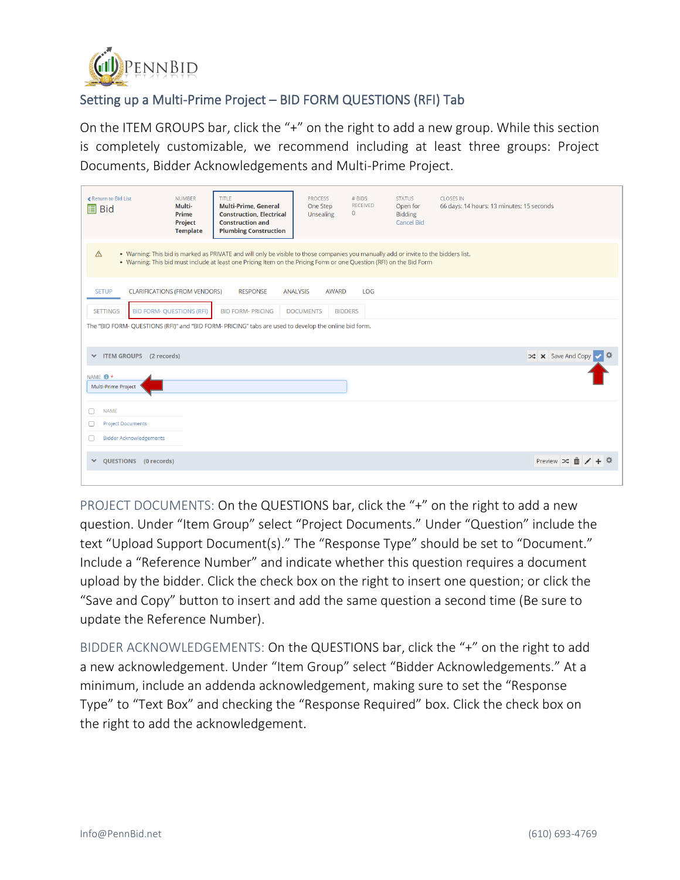## Setting up a Multi-Prime Project – BID FORM QUESTIONS (RFI) Tab

On the ITEM GROUPS bar, click the "+" on the right to add a new group. While this section is completely customizable, we recommend including at least three groups: Project Documents, Bidder Acknowledgements and Multi-Prime Project.

PROJECT DOCUMENTS: On the QUESTIONS bar, click the "+" on the right to add a new question. Under "Item Group" select "Project Documents." Under "Question" include the text "Upload Support Document(s)." The "Response Type" should be set to "Document." Include a "Reference Number" and indicate whether this question requires a document upload by the bidder. Click the check box on the right to insert one question; or click the "Save and Copy" button to insert and add the same question a second time (Be sure to update the Reference Number).

BIDDER ACKNOWLEDGEMENTS: On the QUESTIONS bar, click the "+" on the right to add a new acknowledgement. Under "Item Group" select "Bidder Acknowledgements." At a minimum, include an addenda acknowledgement, making sure to set the "Response Type" to "Text Box" and checking the "Response Required" box. Click the check box on the right to add the acknowledgement.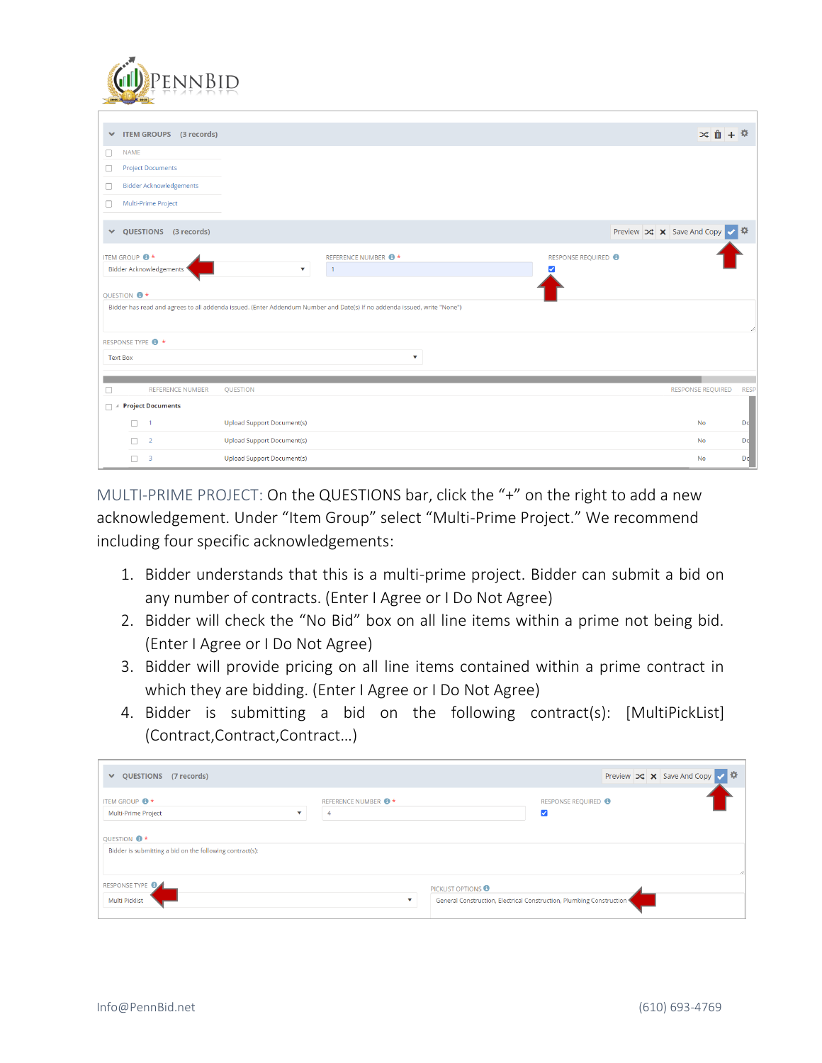MULTI-PRIME PROJECT: On the QUESTIONS bar, click the "+" on the right to add a new acknowledgement. Under "Item Group" select "Multi-Prime Project." We recommend including four specific acknowledgements:

1. Bidder understands that this is a multi-prime project. Bidder can submit a bid on any number of contracts. (Enter I Agree or I Do Not Agree)
2. Bidder will check the "No Bid" box on all line items within a prime not being bid. (Enter I Agree or I Do Not Agree)
3. Bidder will provide pricing on all line items contained within a prime contract in which they are bidding. (Enter I Agree or I Do Not Agree)
4. Bidder is submitting a bid on the following contract(s): [MultiPickList] (Contract,Contract,Contract…)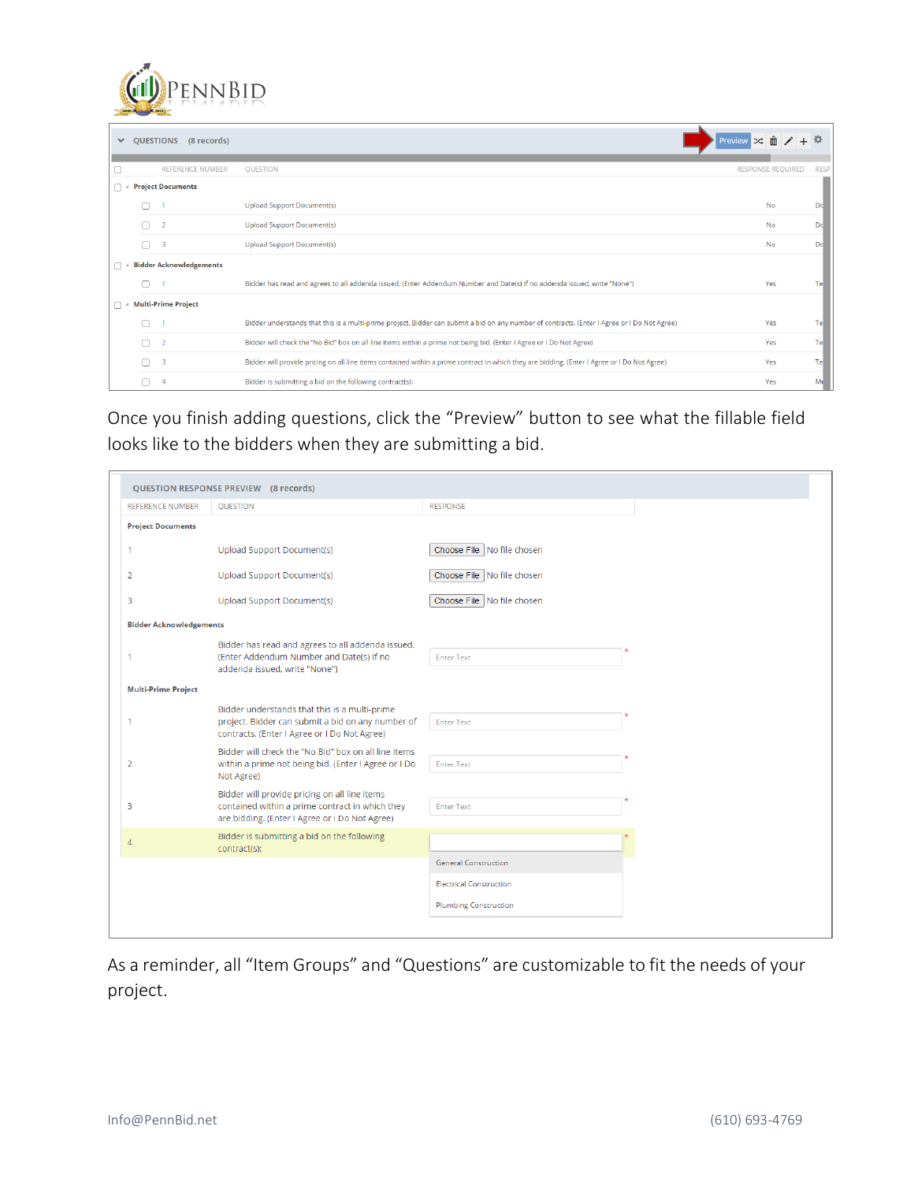| REFERENCE NUMBER | QUESTION | RESPONSE REQUIRED | RESP |
|---|---|---|---|
| **Project Documents** | | | |
| 1 | Upload Support Document(s) | No | Do |
| 2 | Upload Support Document(s) | No | Do |
| 3 | Upload Support Document(s) | No | Do |
| **Bidder Acknowledgements** | | | |
| 1 | Bidder has read and agrees to all addenda issued. (Enter Addendum Number and Date(s) If no addenda issued, write "None") | Yes | Te |
| **Multi-Prime Project** | | | |
| 1 | Bidder understands that this is a multi-prime project. Bidder can submit a bid on any number of contracts. (Enter I Agree or I Do Not Agree) | Yes | Te |
| 2 | Bidder will check the "No Bid" box on all line items within a prime not being bid. (Enter I Agree or I Do Not Agree) | Yes | Te |
| 3 | Bidder will provide pricing on all line items contained within a prime contract in which they are bidding. (Enter I Agree or I Do Not Agree) | Yes | Te |
| 4 | Bidder is submitting a bid on the following contract(s): | Yes | Mu |

Once you finish adding questions, click the "Preview" button to see what the fillable field looks like to the bidders when they are submitting a bid.

**QUESTION RESPONSE PREVIEW (8 records)**

| REFERENCE NUMBER | QUESTION | RESPONSE |
|---|---|---|
| **Project Documents** | | |
| 1 | Upload Support Document(s) | Choose File No file chosen |
| 2 | Upload Support Document(s) | Choose File No file chosen |
| 3 | Upload Support Document(s) | Choose File No file chosen |
| **Bidder Acknowledgements** | | |
| 1 | Bidder has read and agrees to all addenda issued. (Enter Addendum Number and Date(s) If no addenda issued, write "None") | Enter Text * |
| **Multi-Prime Project** | | |
| 1 | Bidder understands that this is a multi-prime project. Bidder can submit a bid on any number of contracts. (Enter I Agree or I Do Not Agree) | Enter Text * |
| 2 | Bidder will check the "No Bid" box on all line items within a prime not being bid. (Enter I Agree or I Do Not Agree) | Enter Text * |
| 3 | Bidder will provide pricing on all line items contained within a prime contract in which they are bidding. (Enter I Agree or I Do Not Agree) | Enter Text * |
| 4 | Bidder is submitting a bid on the following contract(s): | * General Construction / Electrical Construction / Plumbing Construction |

As a reminder, all "Item Groups" and "Questions" are customizable to fit the needs of your project.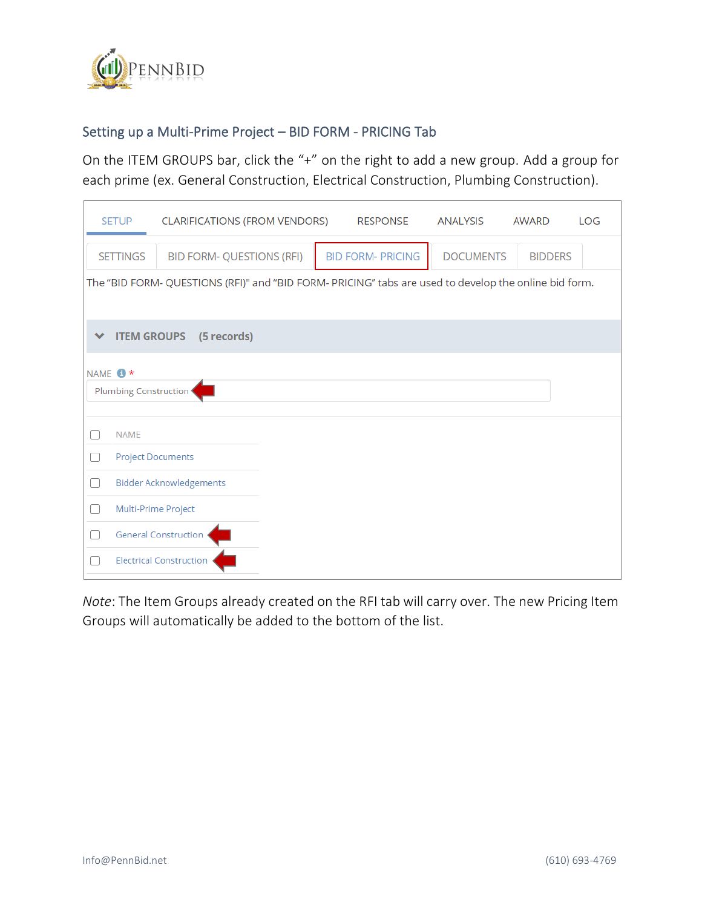## Setting up a Multi-Prime Project – BID FORM - PRICING Tab

On the ITEM GROUPS bar, click the "+" on the right to add a new group. Add a group for each prime (ex. General Construction, Electrical Construction, Plumbing Construction).

SETUP | CLARIFICATIONS (FROM VENDORS) | RESPONSE | ANALYSIS | AWARD | LOG

SETTINGS | BID FORM- QUESTIONS (RFI) | BID FORM- PRICING | DOCUMENTS | BIDDERS

The "BID FORM- QUESTIONS (RFI)" and "BID FORM- PRICING" tabs are used to develop the online bid form.

**ITEM GROUPS (5 records)**

NAME *

Plumbing Construction

| NAME |
|---|
| Project Documents |
| Bidder Acknowledgements |
| Multi-Prime Project |
| General Construction |
| Electrical Construction |

*Note*: The Item Groups already created on the RFI tab will carry over. The new Pricing Item Groups will automatically be added to the bottom of the list.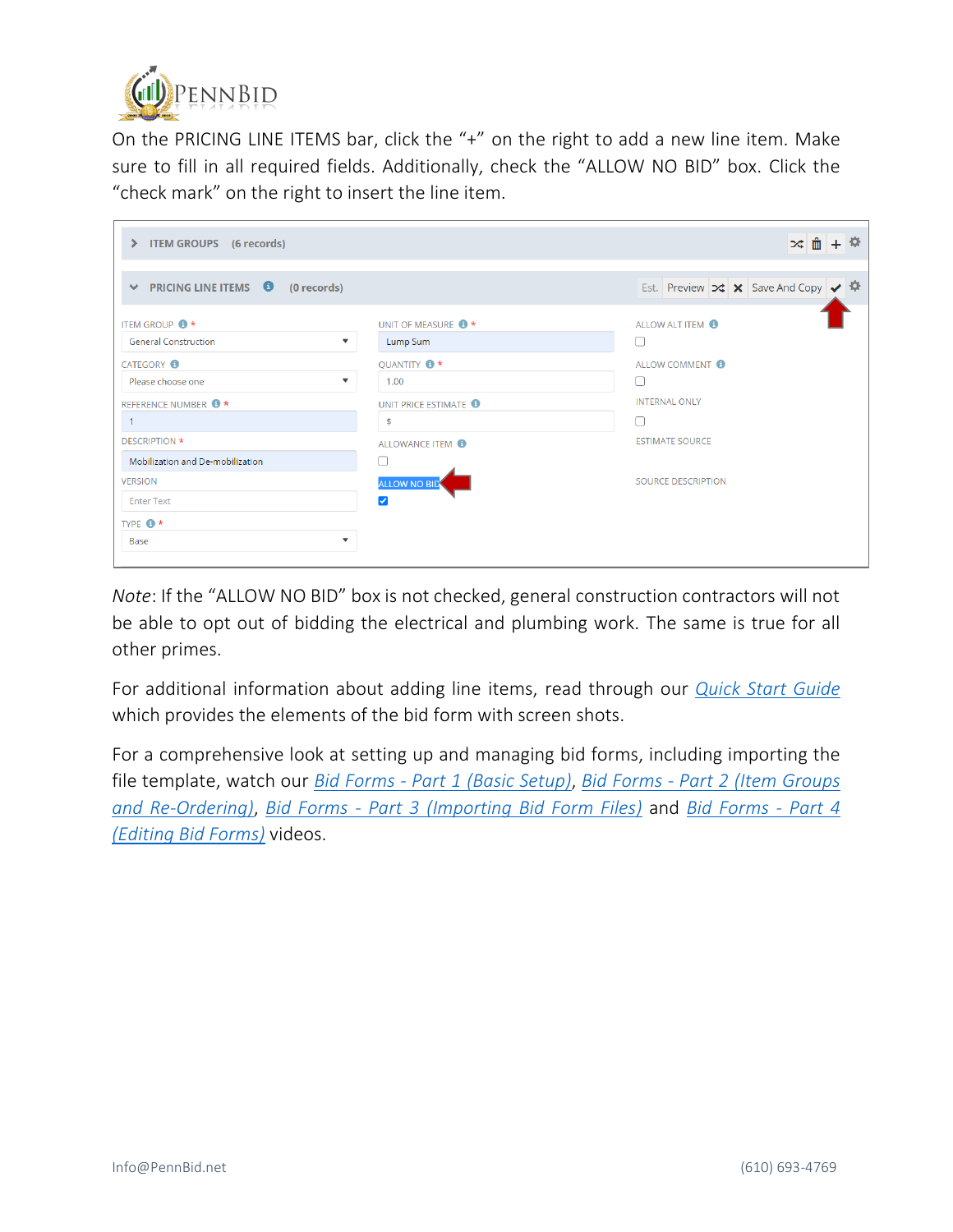On the PRICING LINE ITEMS bar, click the "+" on the right to add a new line item. Make sure to fill in all required fields. Additionally, check the "ALLOW NO BID" box. Click the "check mark" on the right to insert the line item.

*Note*: If the "ALLOW NO BID" box is not checked, general construction contractors will not be able to opt out of bidding the electrical and plumbing work. The same is true for all other primes.

For additional information about adding line items, read through our [Quick Start Guide]() which provides the elements of the bid form with screen shots.

For a comprehensive look at setting up and managing bid forms, including importing the file template, watch our [*Bid Forms - Part 1 (Basic Setup)*](), [*Bid Forms - Part 2 (Item Groups and Re-Ordering)*](), [*Bid Forms - Part 3 (Importing Bid Form Files)*]() and [*Bid Forms - Part 4 (Editing Bid Forms)*]() videos.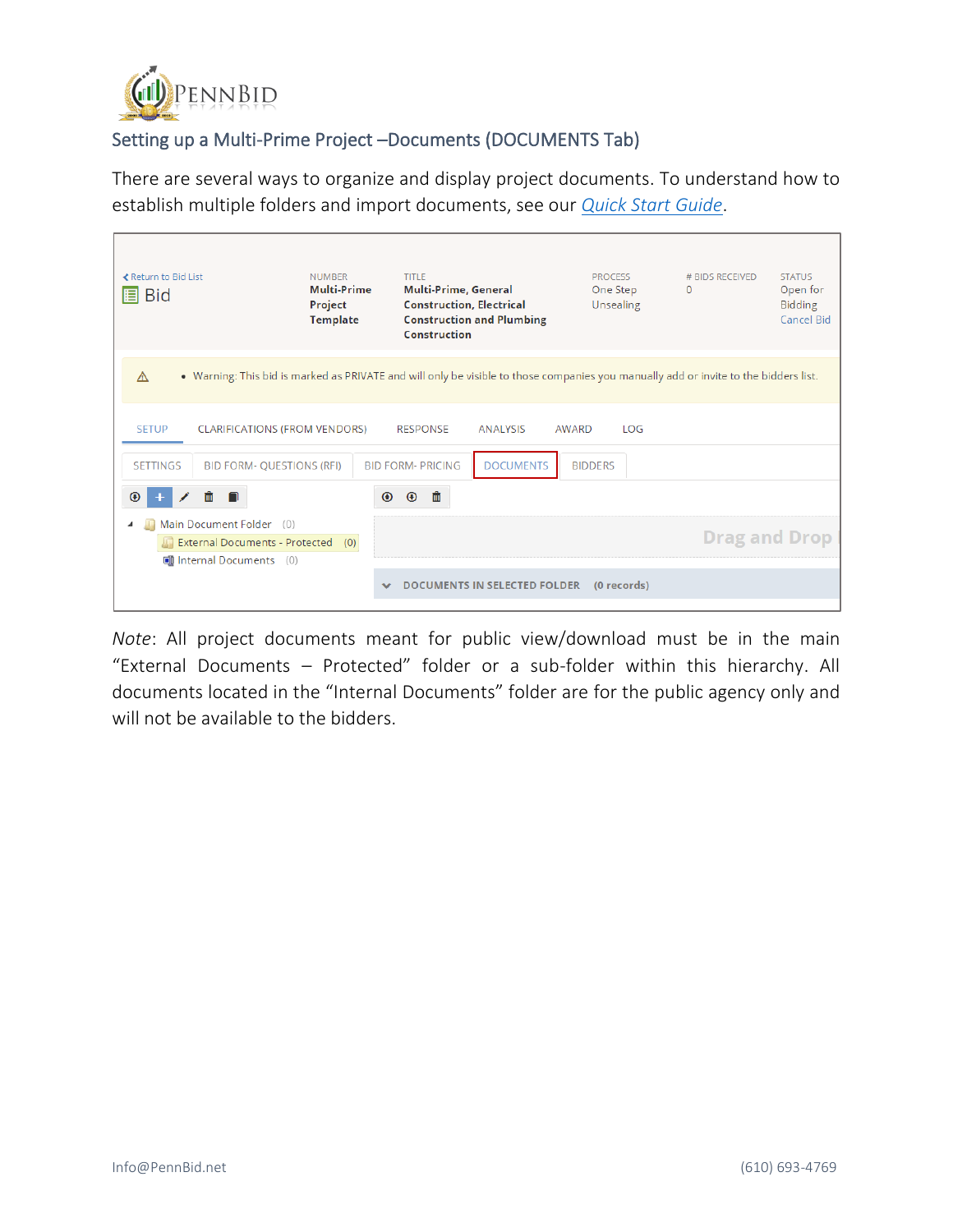## Setting up a Multi-Prime Project –Documents (DOCUMENTS Tab)

There are several ways to organize and display project documents. To understand how to establish multiple folders and import documents, see our *Quick Start Guide*.

*Note*: All project documents meant for public view/download must be in the main "External Documents – Protected" folder or a sub-folder within this hierarchy. All documents located in the "Internal Documents" folder are for the public agency only and will not be available to the bidders.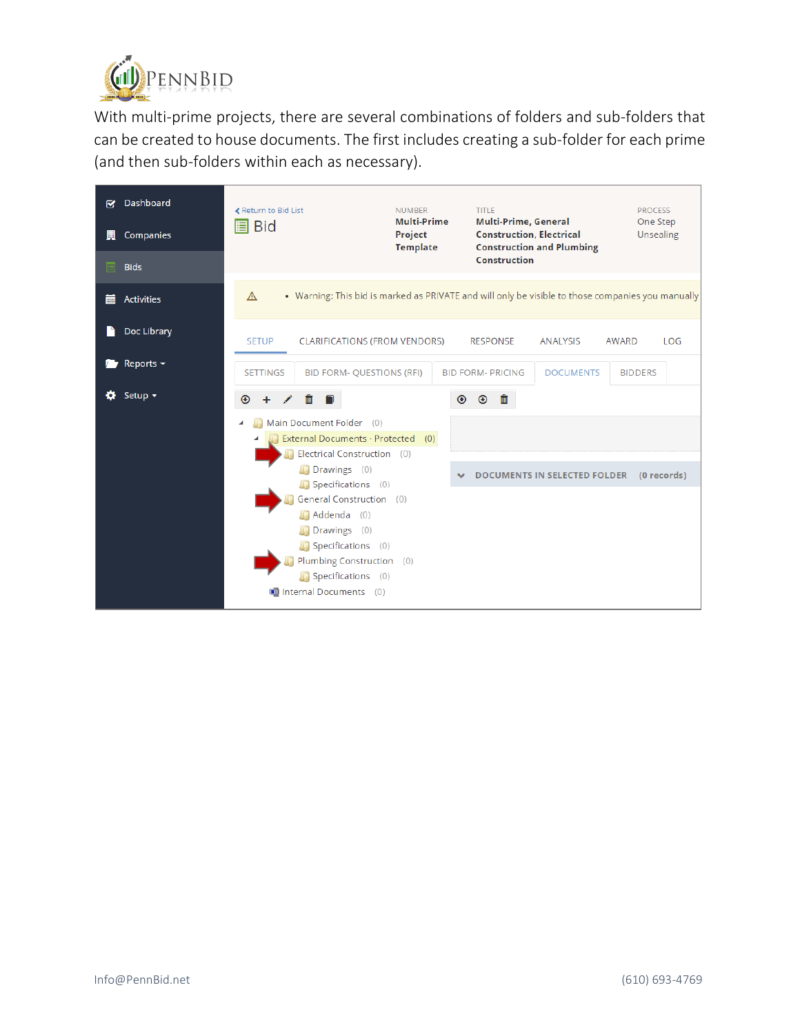With multi-prime projects, there are several combinations of folders and sub-folders that can be created to house documents. The first includes creating a sub-folder for each prime (and then sub-folders within each as necessary).

Dashboard

Companies

Bids

Activities

Doc Library

Reports

Setup

Return to Bid List

Bid

NUMBER
**Multi-Prime Project Template**

TITLE
**Multi-Prime, General Construction, Electrical Construction and Plumbing Construction**

PROCESS
One Step Unsealing

Warning: This bid is marked as PRIVATE and will only be visible to those companies you manually

SETUP | CLARIFICATIONS (FROM VENDORS) | RESPONSE | ANALYSIS | AWARD | LOG

SETTINGS | BID FORM- QUESTIONS (RFI) | BID FORM- PRICING | DOCUMENTS | BIDDERS

- Main Document Folder (0)
  - External Documents - Protected (0)
    - Electrical Construction (0)
      - Drawings (0)
      - Specifications (0)
    - General Construction (0)
      - Addenda (0)
      - Drawings (0)
      - Specifications (0)
    - Plumbing Construction (0)
      - Specifications (0)
  - Internal Documents (0)

DOCUMENTS IN SELECTED FOLDER (0 records)

Info@PennBid.net (610) 693-4769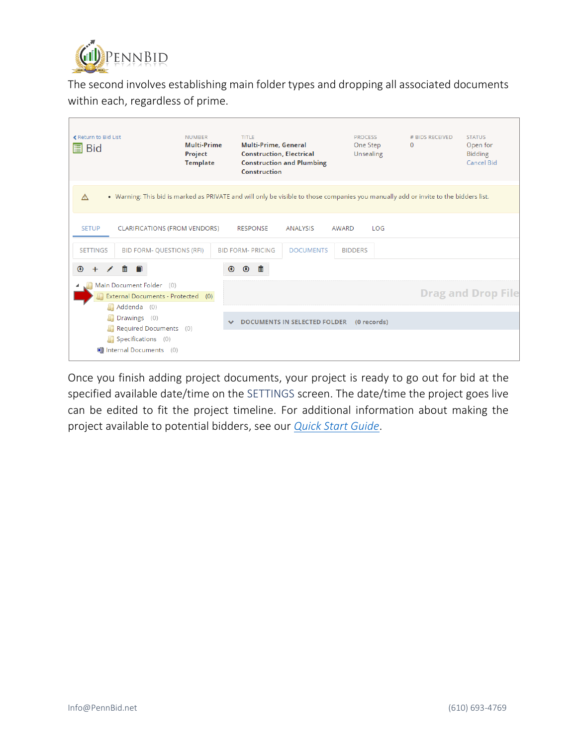The second involves establishing main folder types and dropping all associated documents within each, regardless of prime.

Once you finish adding project documents, your project is ready to go out for bid at the specified available date/time on the SETTINGS screen. The date/time the project goes live can be edited to fit the project timeline. For additional information about making the project available to potential bidders, see our *Quick Start Guide*.